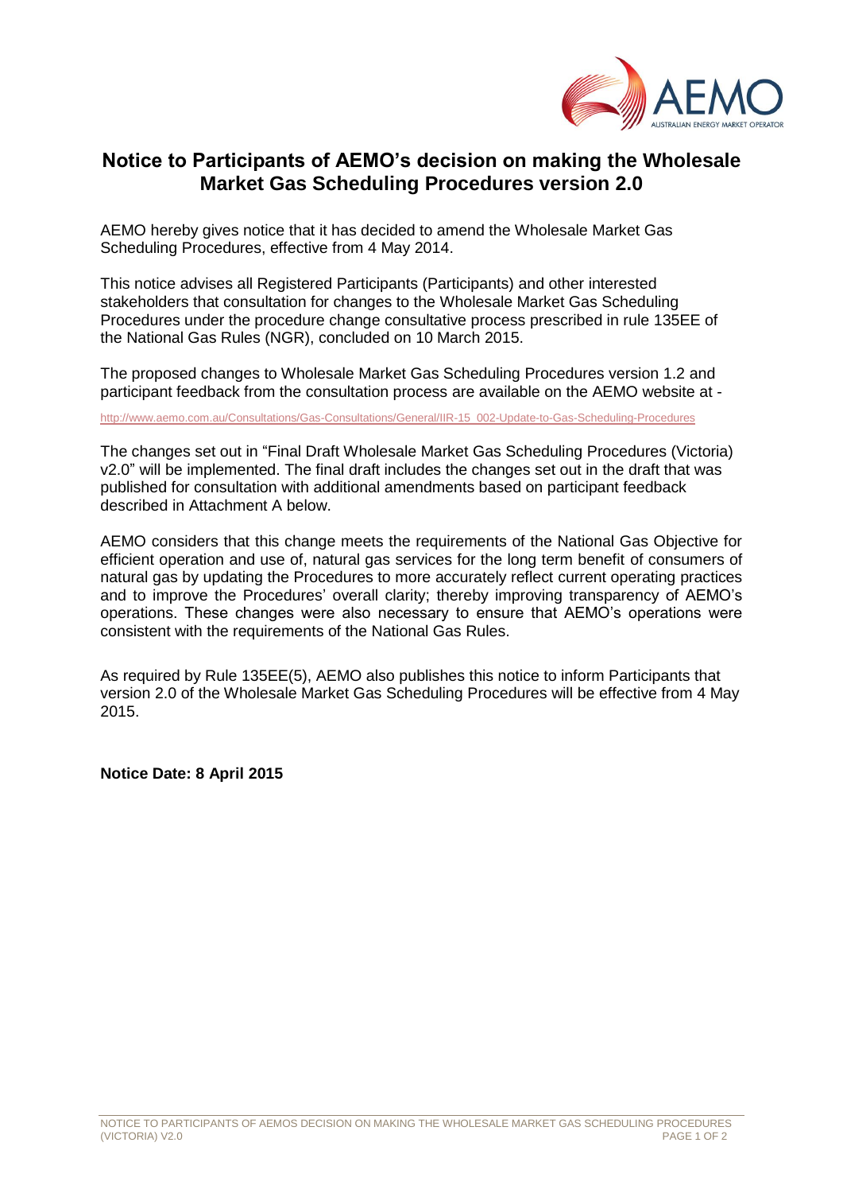# Notice to Participants of AEMO's decision on making the Wholesale Market Gas Scheduling Procedures version 2.0

AEMO hereby gives notice that it has decided to amend the Wholesale Market Gas Scheduling Procedures, effective from 4 May 2014.

This notice advises all Registered Participants (Participants) and other interested stakeholders that consultation for changes to the Wholesale Market Gas Scheduling Procedures under the procedure change consultative process prescribed in rule 135EE of the National Gas Rules (NGR), concluded on 10 March 2015.

The proposed changes to Wholesale Market Gas Scheduling Procedures version 1.2 and participant feedback from the consultation process are available on the AEMO website at -

http://www.aemo.com.au/Consultations/Gas-Consultations/General/IIR-15_002-Update-to-Gas-Scheduling-Procedures

The changes set out in "Final Draft Wholesale Market Gas Scheduling Procedures (Victoria) v2.0" will be implemented. The final draft includes the changes set out in the draft that was published for consultation with additional amendments based on participant feedback described in Attachment A below.

AEMO considers that this change meets the requirements of the National Gas Objective for efficient operation and use of, natural gas services for the long term benefit of consumers of natural gas by updating the Procedures to more accurately reflect current operating practices and to improve the Procedures' overall clarity; thereby improving transparency of AEMO's operations. These changes were also necessary to ensure that AEMO's operations were consistent with the requirements of the National Gas Rules.

As required by Rule 135EE(5), AEMO also publishes this notice to inform Participants that version 2.0 of the Wholesale Market Gas Scheduling Procedures will be effective from 4 May 2015.

**Notice Date: 8 April 2015**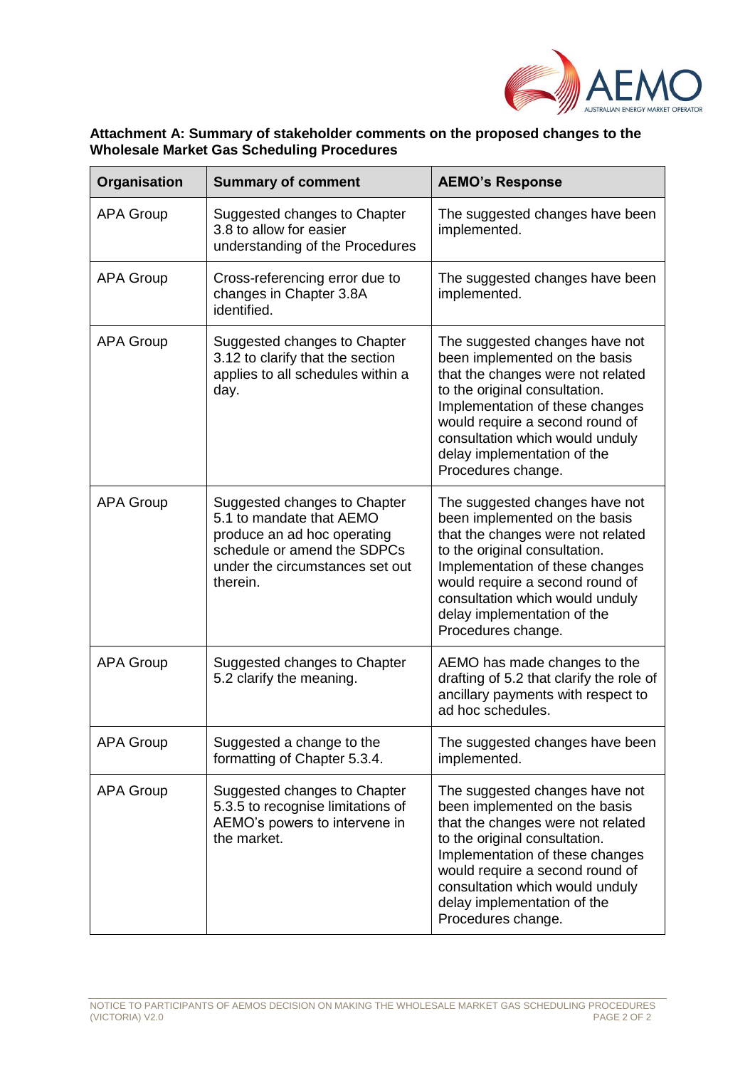**Attachment A: Summary of stakeholder comments on the proposed changes to the Wholesale Market Gas Scheduling Procedures**

| Organisation | Summary of comment | AEMO's Response |
|---|---|---|
| APA Group | Suggested changes to Chapter 3.8 to allow for easier understanding of the Procedures | The suggested changes have been implemented. |
| APA Group | Cross-referencing error due to changes in Chapter 3.8A identified. | The suggested changes have been implemented. |
| APA Group | Suggested changes to Chapter 3.12 to clarify that the section applies to all schedules within a day. | The suggested changes have not been implemented on the basis that the changes were not related to the original consultation. Implementation of these changes would require a second round of consultation which would unduly delay implementation of the Procedures change. |
| APA Group | Suggested changes to Chapter 5.1 to mandate that AEMO produce an ad hoc operating schedule or amend the SDPCs under the circumstances set out therein. | The suggested changes have not been implemented on the basis that the changes were not related to the original consultation. Implementation of these changes would require a second round of consultation which would unduly delay implementation of the Procedures change. |
| APA Group | Suggested changes to Chapter 5.2 clarify the meaning. | AEMO has made changes to the drafting of 5.2 that clarify the role of ancillary payments with respect to ad hoc schedules. |
| APA Group | Suggested a change to the formatting of Chapter 5.3.4. | The suggested changes have been implemented. |
| APA Group | Suggested changes to Chapter 5.3.5 to recognise limitations of AEMO's powers to intervene in the market. | The suggested changes have not been implemented on the basis that the changes were not related to the original consultation. Implementation of these changes would require a second round of consultation which would unduly delay implementation of the Procedures change. |